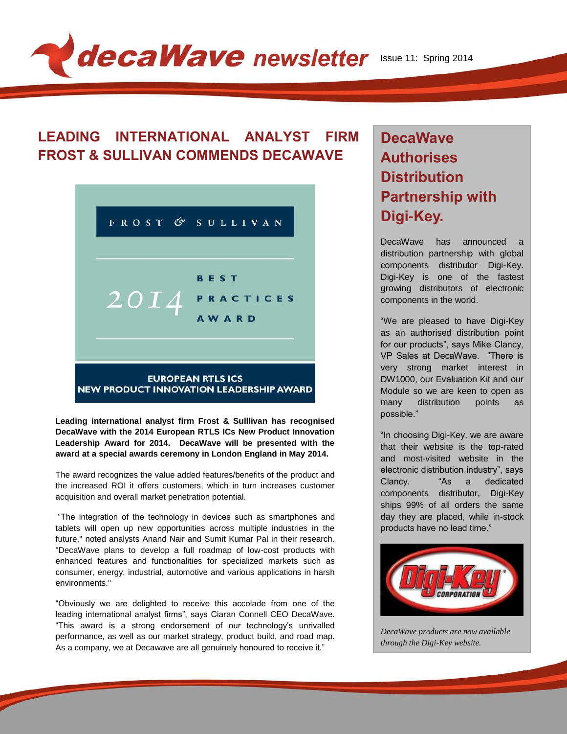# decaWave newsletter

Issue 11: Spring 2014

## LEADING INTERNATIONAL ANALYST FIRM FROST & SULLIVAN COMMENDS DECAWAVE

FROST & SULLIVAN

2014 BEST PRACTICES AWARD

EUROPEAN RTLS ICS NEW PRODUCT INNOVATION LEADERSHIP AWARD

**Leading international analyst firm Frost & Sulllivan has recognised DecaWave with the 2014 European RTLS ICs New Product Innovation Leadership Award for 2014. DecaWave will be presented with the award at a special awards ceremony in London England in May 2014.**

The award recognizes the value added features/benefits of the product and the increased ROI it offers customers, which in turn increases customer acquisition and overall market penetration potential.

"The integration of the technology in devices such as smartphones and tablets will open up new opportunities across multiple industries in the future," noted analysts Anand Nair and Sumit Kumar Pal in their research. "DecaWave plans to develop a full roadmap of low-cost products with enhanced features and functionalities for specialized markets such as consumer, energy, industrial, automotive and various applications in harsh environments."

"Obviously we are delighted to receive this accolade from one of the leading international analyst firms", says Ciaran Connell CEO DecaWave. "This award is a strong endorsement of our technology's unrivalled performance, as well as our market strategy, product build, and road map. As a company, we at Decawave are all genuinely honoured to receive it."

## DecaWave Authorises Distribution Partnership with Digi-Key.

DecaWave has announced a distribution partnership with global components distributor Digi-Key. Digi-Key is one of the fastest growing distributors of electronic components in the world.

"We are pleased to have Digi-Key as an authorised distribution point for our products", says Mike Clancy, VP Sales at DecaWave. "There is very strong market interest in DW1000, our Evaluation Kit and our Module so we are keen to open as many distribution points as possible."

"In choosing Digi-Key, we are aware that their website is the top-rated and most-visited website in the electronic distribution industry", says Clancy. "As a dedicated components distributor, Digi-Key ships 99% of all orders the same day they are placed, while in-stock products have no lead time."

*DecaWave products are now available through the Digi-Key website.*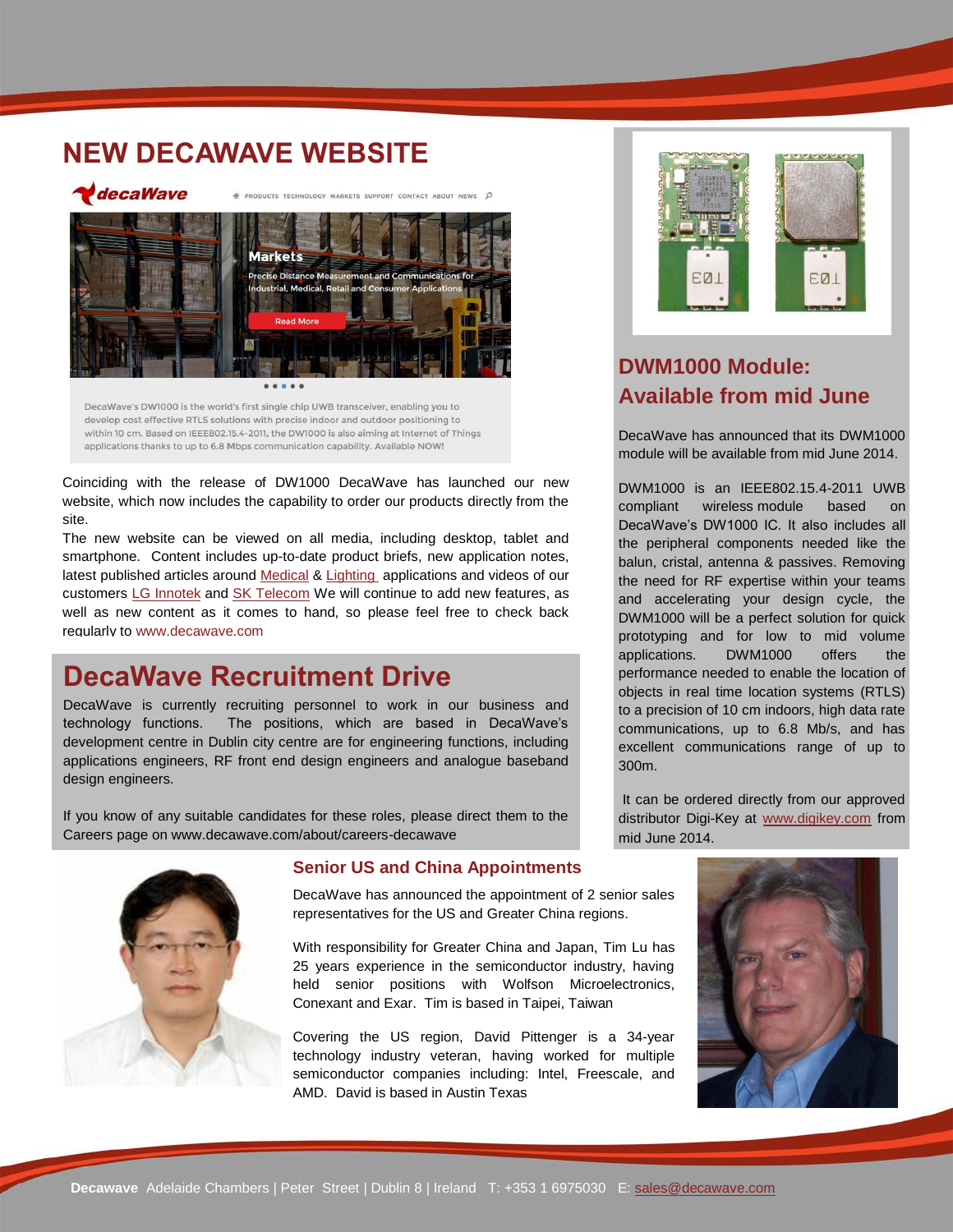# NEW DECAWAVE WEBSITE

Coinciding with the release of DW1000 DecaWave has launched our new website, which now includes the capability to order our products directly from the site.

The new website can be viewed on all media, including desktop, tablet and smartphone. Content includes up-to-date product briefs, new application notes, latest published articles around Medical & Lighting applications and videos of our customers LG Innotek and SK Telecom We will continue to add new features, as well as new content as it comes to hand, so please feel free to check back regularly to www.decawave.com

## DecaWave Recruitment Drive

DecaWave is currently recruiting personnel to work in our business and technology functions. The positions, which are based in DecaWave's development centre in Dublin city centre are for engineering functions, including applications engineers, RF front end design engineers and analogue baseband design engineers.

If you know of any suitable candidates for these roles, please direct them to the Careers page on www.decawave.com/about/careers-decawave

## DWM1000 Module: Available from mid June

DecaWave has announced that its DWM1000 module will be available from mid June 2014.

DWM1000 is an IEEE802.15.4-2011 UWB compliant wireless module based on DecaWave's DW1000 IC. It also includes all the peripheral components needed like the balun, cristal, antenna & passives. Removing the need for RF expertise within your teams and accelerating your design cycle, the DWM1000 will be a perfect solution for quick prototyping and for low to mid volume applications. DWM1000 offers the performance needed to enable the location of objects in real time location systems (RTLS) to a precision of 10 cm indoors, high data rate communications, up to 6.8 Mb/s, and has excellent communications range of up to 300m.

It can be ordered directly from our approved distributor Digi-Key at www.digikey.com from mid June 2014.

### Senior US and China Appointments

DecaWave has announced the appointment of 2 senior sales representatives for the US and Greater China regions.

With responsibility for Greater China and Japan, Tim Lu has 25 years experience in the semiconductor industry, having held senior positions with Wolfson Microelectronics, Conexant and Exar. Tim is based in Taipei, Taiwan

Covering the US region, David Pittenger is a 34-year technology industry veteran, having worked for multiple semiconductor companies including: Intel, Freescale, and AMD. David is based in Austin Texas

**Decawave** Adelaide Chambers | Peter Street | Dublin 8 | Ireland T: +353 1 6975030 E: sales@decawave.com